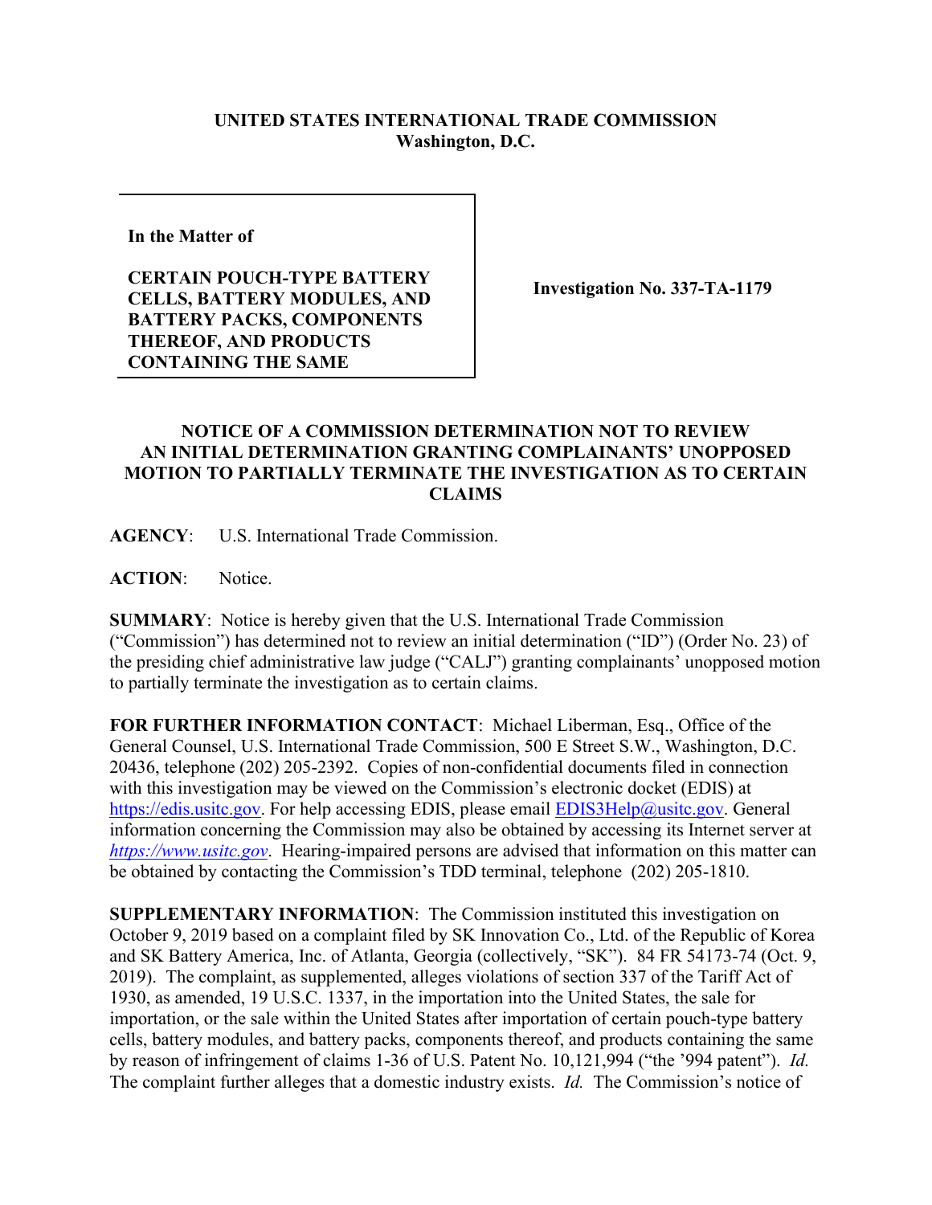**UNITED STATES INTERNATIONAL TRADE COMMISSION**
**Washington, D.C.**

| In the Matter of | |
|---|---|
| **CERTAIN POUCH-TYPE BATTERY CELLS, BATTERY MODULES, AND BATTERY PACKS, COMPONENTS THEREOF, AND PRODUCTS CONTAINING THE SAME** | **Investigation No. 337-TA-1179** |

## NOTICE OF A COMMISSION DETERMINATION NOT TO REVIEW AN INITIAL DETERMINATION GRANTING COMPLAINANTS' UNOPPOSED MOTION TO PARTIALLY TERMINATE THE INVESTIGATION AS TO CERTAIN CLAIMS

**AGENCY**: U.S. International Trade Commission.

**ACTION**: Notice.

**SUMMARY**: Notice is hereby given that the U.S. International Trade Commission ("Commission") has determined not to review an initial determination ("ID") (Order No. 23) of the presiding chief administrative law judge ("CALJ") granting complainants' unopposed motion to partially terminate the investigation as to certain claims.

**FOR FURTHER INFORMATION CONTACT**: Michael Liberman, Esq., Office of the General Counsel, U.S. International Trade Commission, 500 E Street S.W., Washington, D.C. 20436, telephone (202) 205-2392. Copies of non-confidential documents filed in connection with this investigation may be viewed on the Commission's electronic docket (EDIS) at https://edis.usitc.gov. For help accessing EDIS, please email EDIS3Help@usitc.gov. General information concerning the Commission may also be obtained by accessing its Internet server at *https://www.usitc.gov*. Hearing-impaired persons are advised that information on this matter can be obtained by contacting the Commission's TDD terminal, telephone (202) 205-1810.

**SUPPLEMENTARY INFORMATION**: The Commission instituted this investigation on October 9, 2019 based on a complaint filed by SK Innovation Co., Ltd. of the Republic of Korea and SK Battery America, Inc. of Atlanta, Georgia (collectively, "SK"). 84 FR 54173-74 (Oct. 9, 2019). The complaint, as supplemented, alleges violations of section 337 of the Tariff Act of 1930, as amended, 19 U.S.C. 1337, in the importation into the United States, the sale for importation, or the sale within the United States after importation of certain pouch-type battery cells, battery modules, and battery packs, components thereof, and products containing the same by reason of infringement of claims 1-36 of U.S. Patent No. 10,121,994 ("the '994 patent"). *Id.* The complaint further alleges that a domestic industry exists. *Id.* The Commission's notice of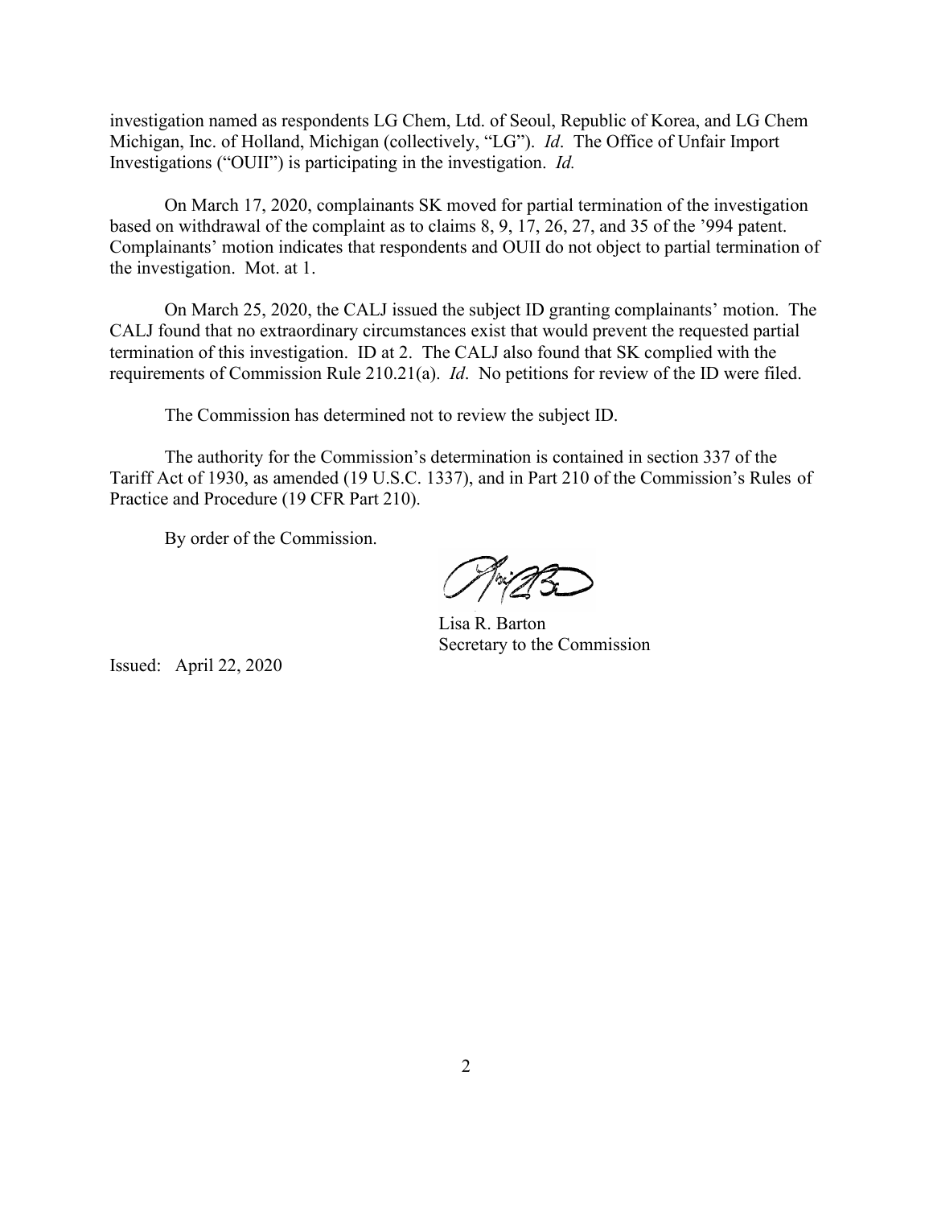investigation named as respondents LG Chem, Ltd. of Seoul, Republic of Korea, and LG Chem Michigan, Inc. of Holland, Michigan (collectively, "LG"). *Id*. The Office of Unfair Import Investigations ("OUII") is participating in the investigation. *Id.*

On March 17, 2020, complainants SK moved for partial termination of the investigation based on withdrawal of the complaint as to claims 8, 9, 17, 26, 27, and 35 of the '994 patent. Complainants' motion indicates that respondents and OUII do not object to partial termination of the investigation. Mot. at 1.

On March 25, 2020, the CALJ issued the subject ID granting complainants' motion. The CALJ found that no extraordinary circumstances exist that would prevent the requested partial termination of this investigation. ID at 2. The CALJ also found that SK complied with the requirements of Commission Rule 210.21(a). *Id*. No petitions for review of the ID were filed.

The Commission has determined not to review the subject ID.

The authority for the Commission's determination is contained in section 337 of the Tariff Act of 1930, as amended (19 U.S.C. 1337), and in Part 210 of the Commission's Rules of Practice and Procedure (19 CFR Part 210).

By order of the Commission.

Lisa R. Barton
Secretary to the Commission

Issued: April 22, 2020